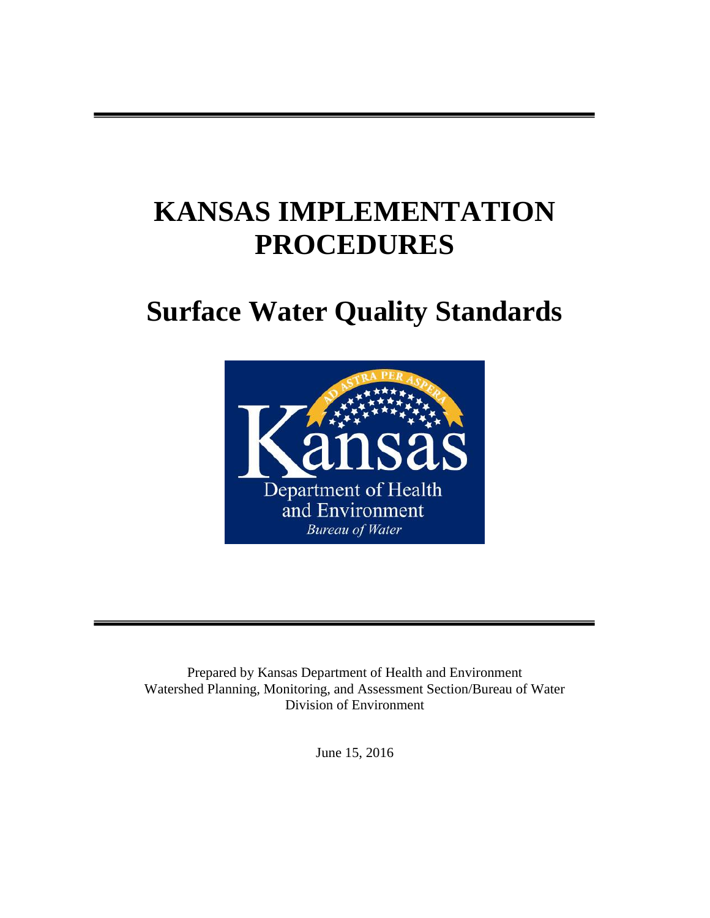# KANSAS IMPLEMENTATION PROCEDURES

## Surface Water Quality Standards

Prepared by Kansas Department of Health and Environment
Watershed Planning, Monitoring, and Assessment Section/Bureau of Water
Division of Environment

June 15, 2016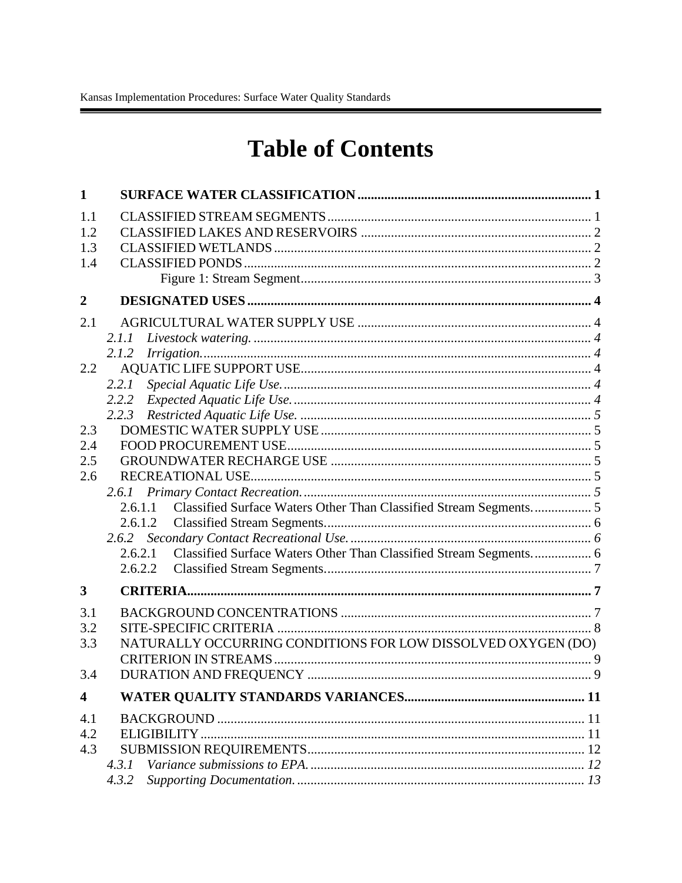# Table of Contents

**1 SURFACE WATER CLASSIFICATION ........ 1**

1.1 CLASSIFIED STREAM SEGMENTS ........ 1
1.2 CLASSIFIED LAKES AND RESERVOIRS ........ 2
1.3 CLASSIFIED WETLANDS ........ 2
1.4 CLASSIFIED PONDS ........ 2
Figure 1: Stream Segment ........ 3

**2 DESIGNATED USES ........ 4**

2.1 AGRICULTURAL WATER SUPPLY USE ........ 4
*2.1.1 Livestock watering. ........ 4*
*2.1.2 Irrigation. ........ 4*
2.2 AQUATIC LIFE SUPPORT USE ........ 4
*2.2.1 Special Aquatic Life Use. ........ 4*
*2.2.2 Expected Aquatic Life Use. ........ 4*
*2.2.3 Restricted Aquatic Life Use. ........ 5*
2.3 DOMESTIC WATER SUPPLY USE ........ 5
2.4 FOOD PROCUREMENT USE ........ 5
2.5 GROUNDWATER RECHARGE USE ........ 5
2.6 RECREATIONAL USE ........ 5
*2.6.1 Primary Contact Recreation. ........ 5*
2.6.1.1 Classified Surface Waters Other Than Classified Stream Segments. ........ 5
2.6.1.2 Classified Stream Segments. ........ 6
*2.6.2 Secondary Contact Recreational Use. ........ 6*
2.6.2.1 Classified Surface Waters Other Than Classified Stream Segments. ........ 6
2.6.2.2 Classified Stream Segments. ........ 7

**3 CRITERIA ........ 7**

3.1 BACKGROUND CONCENTRATIONS ........ 7
3.2 SITE-SPECIFIC CRITERIA ........ 8
3.3 NATURALLY OCCURRING CONDITIONS FOR LOW DISSOLVED OXYGEN (DO) CRITERION IN STREAMS ........ 9
3.4 DURATION AND FREQUENCY ........ 9

**4 WATER QUALITY STANDARDS VARIANCES ........ 11**

4.1 BACKGROUND ........ 11
4.2 ELIGIBILITY ........ 11
4.3 SUBMISSION REQUIREMENTS ........ 12
*4.3.1 Variance submissions to EPA. ........ 12*
*4.3.2 Supporting Documentation. ........ 13*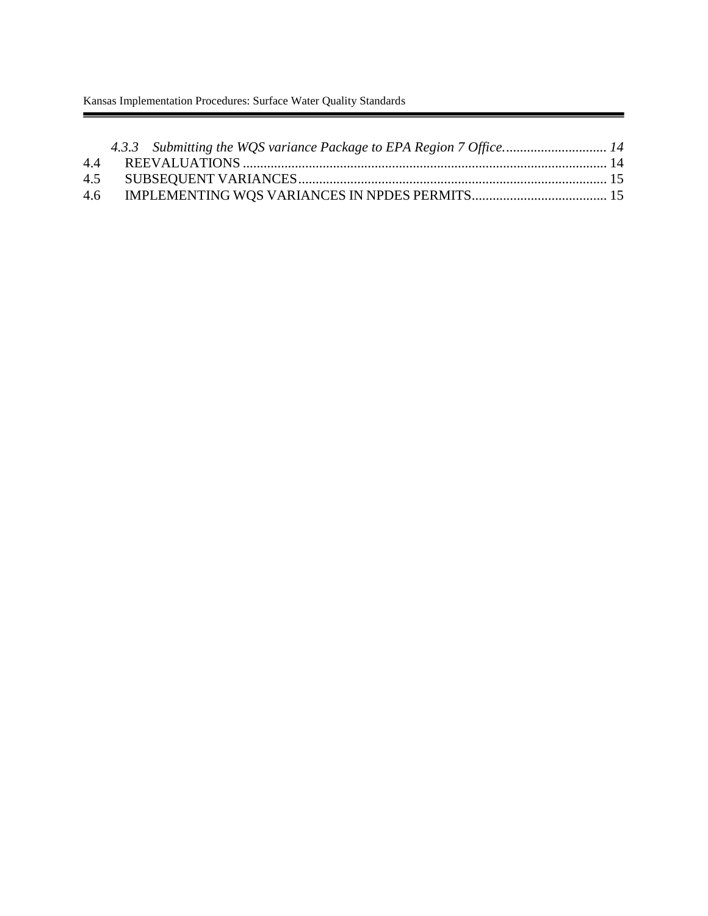*4.3.3 Submitting the WQS variance Package to EPA Region 7 Office............................. 14*

4.4 REEVALUATIONS ........................................................................................................ 14

4.5 SUBSEQUENT VARIANCES........................................................................................ 15

4.6 IMPLEMENTING WQS VARIANCES IN NPDES PERMITS....................................... 15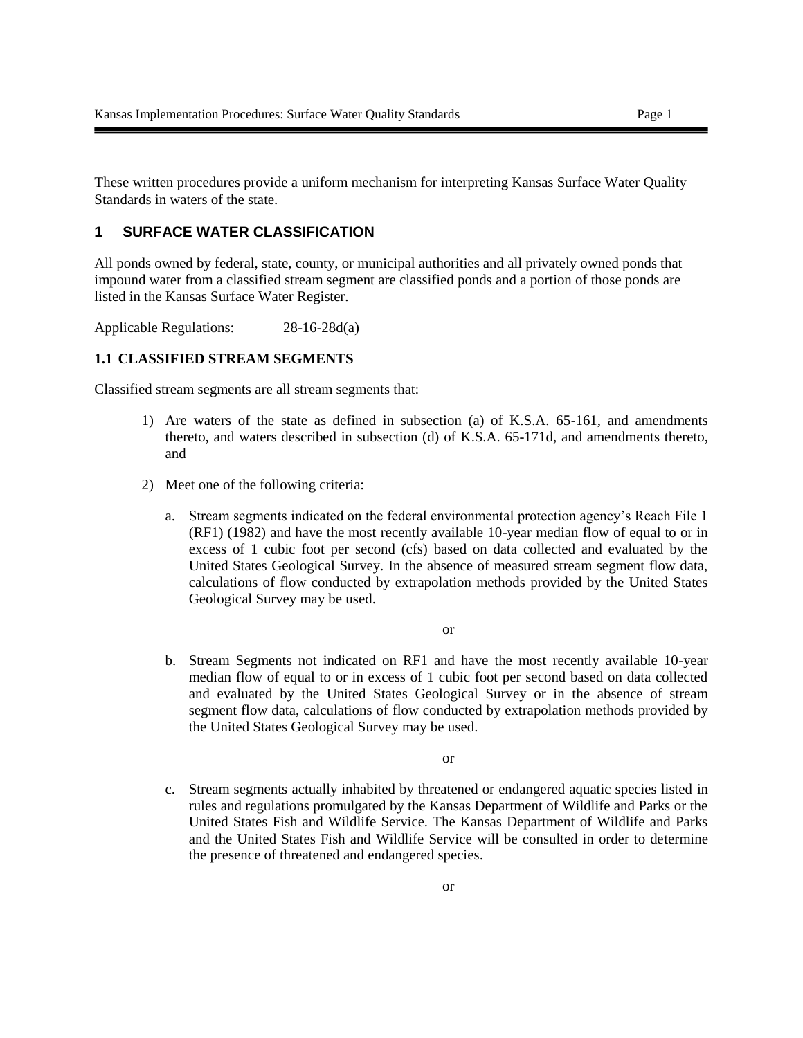These written procedures provide a uniform mechanism for interpreting Kansas Surface Water Quality Standards in waters of the state.

## 1 SURFACE WATER CLASSIFICATION

All ponds owned by federal, state, county, or municipal authorities and all privately owned ponds that impound water from a classified stream segment are classified ponds and a portion of those ponds are listed in the Kansas Surface Water Register.

Applicable Regulations: 28-16-28d(a)

### 1.1 CLASSIFIED STREAM SEGMENTS

Classified stream segments are all stream segments that:

1) Are waters of the state as defined in subsection (a) of K.S.A. 65-161, and amendments thereto, and waters described in subsection (d) of K.S.A. 65-171d, and amendments thereto, and

2) Meet one of the following criteria:

   a. Stream segments indicated on the federal environmental protection agency's Reach File 1 (RF1) (1982) and have the most recently available 10-year median flow of equal to or in excess of 1 cubic foot per second (cfs) based on data collected and evaluated by the United States Geological Survey. In the absence of measured stream segment flow data, calculations of flow conducted by extrapolation methods provided by the United States Geological Survey may be used.

   or

   b. Stream Segments not indicated on RF1 and have the most recently available 10-year median flow of equal to or in excess of 1 cubic foot per second based on data collected and evaluated by the United States Geological Survey or in the absence of stream segment flow data, calculations of flow conducted by extrapolation methods provided by the United States Geological Survey may be used.

   or

   c. Stream segments actually inhabited by threatened or endangered aquatic species listed in rules and regulations promulgated by the Kansas Department of Wildlife and Parks or the United States Fish and Wildlife Service. The Kansas Department of Wildlife and Parks and the United States Fish and Wildlife Service will be consulted in order to determine the presence of threatened and endangered species.

   or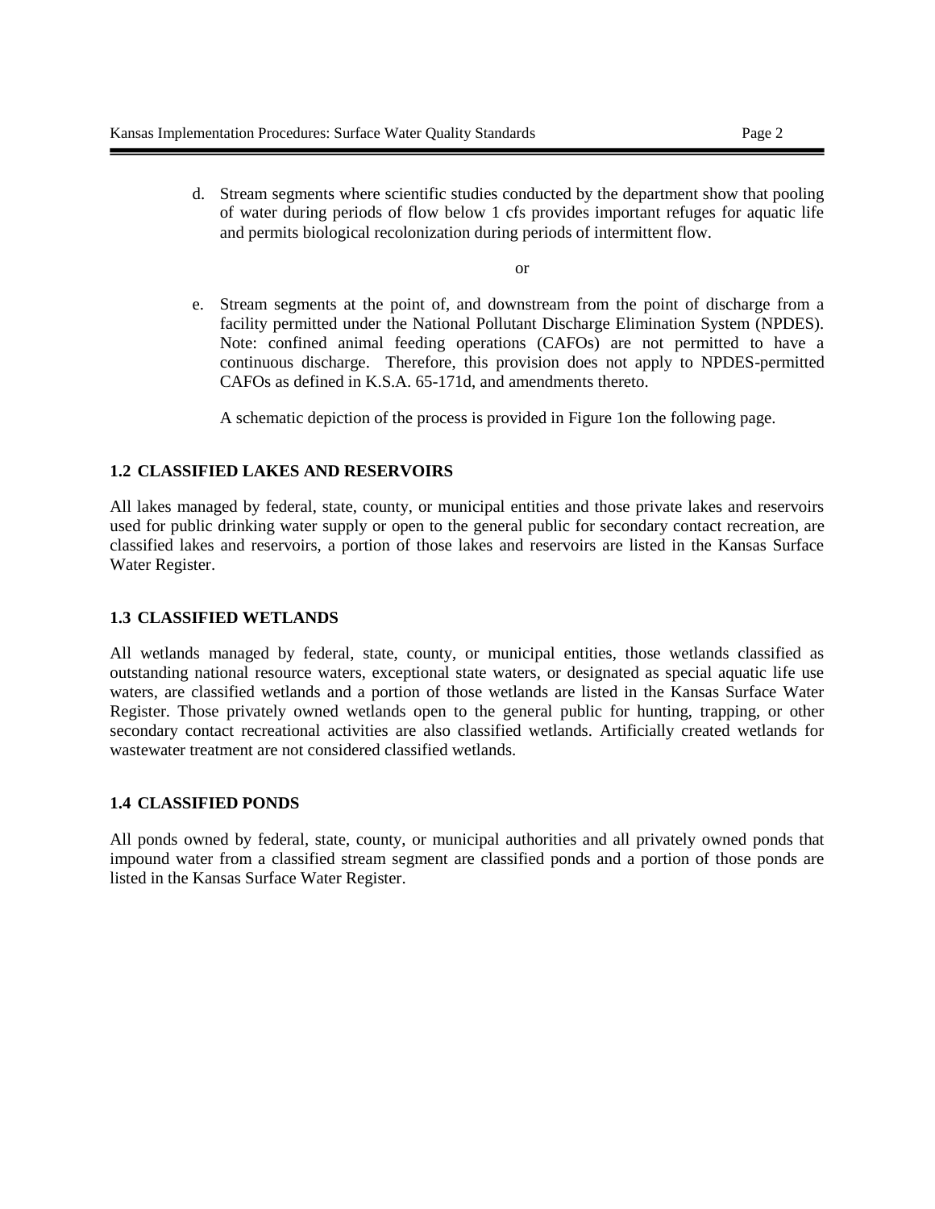d. Stream segments where scientific studies conducted by the department show that pooling of water during periods of flow below 1 cfs provides important refuges for aquatic life and permits biological recolonization during periods of intermittent flow.

or

e. Stream segments at the point of, and downstream from the point of discharge from a facility permitted under the National Pollutant Discharge Elimination System (NPDES). Note: confined animal feeding operations (CAFOs) are not permitted to have a continuous discharge. Therefore, this provision does not apply to NPDES-permitted CAFOs as defined in K.S.A. 65-171d, and amendments thereto.

   A schematic depiction of the process is provided in Figure 1on the following page.

### 1.2 CLASSIFIED LAKES AND RESERVOIRS

All lakes managed by federal, state, county, or municipal entities and those private lakes and reservoirs used for public drinking water supply or open to the general public for secondary contact recreation, are classified lakes and reservoirs, a portion of those lakes and reservoirs are listed in the Kansas Surface Water Register.

### 1.3 CLASSIFIED WETLANDS

All wetlands managed by federal, state, county, or municipal entities, those wetlands classified as outstanding national resource waters, exceptional state waters, or designated as special aquatic life use waters, are classified wetlands and a portion of those wetlands are listed in the Kansas Surface Water Register. Those privately owned wetlands open to the general public for hunting, trapping, or other secondary contact recreational activities are also classified wetlands. Artificially created wetlands for wastewater treatment are not considered classified wetlands.

### 1.4 CLASSIFIED PONDS

All ponds owned by federal, state, county, or municipal authorities and all privately owned ponds that impound water from a classified stream segment are classified ponds and a portion of those ponds are listed in the Kansas Surface Water Register.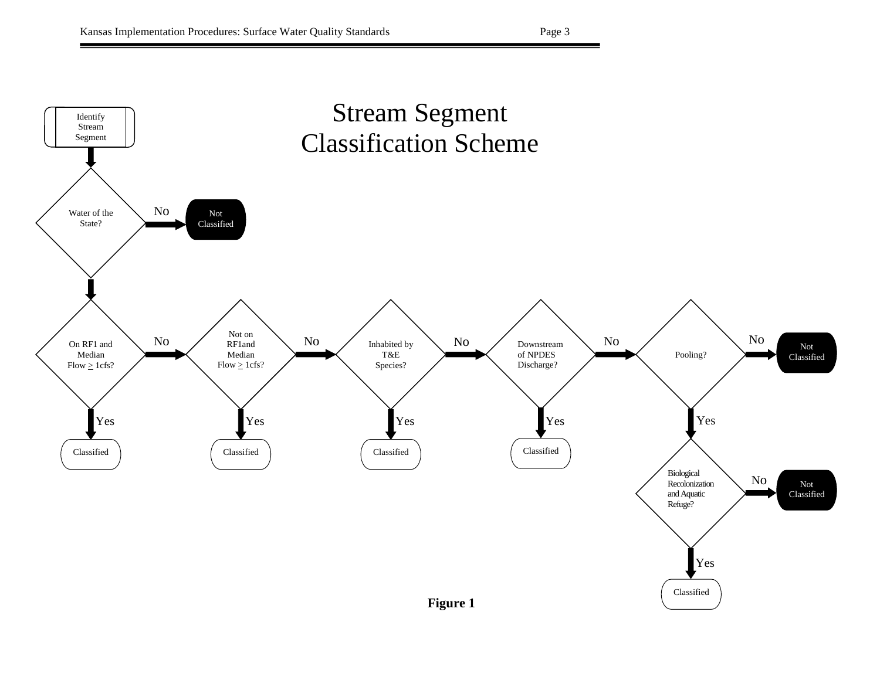# Stream Segment Classification Scheme

- Identify Stream Segment
- Water of the State?
  - No → Not Classified
  - Yes ↓
- On RF1 and Median Flow ≥ 1cfs?
  - Yes → Classified
  - No →
- Not on RF1and Median Flow ≥ 1cfs?
  - Yes → Classified
  - No →
- Inhabited by T&E Species?
  - Yes → Classified
  - No →
- Downstream of NPDES Discharge?
  - Yes → Classified
  - No →
- Pooling?
  - No → Not Classified
  - Yes ↓
- Biological Recolonization and Aquatic Refuge?
  - No → Not Classified
  - Yes → Classified

**Figure 1**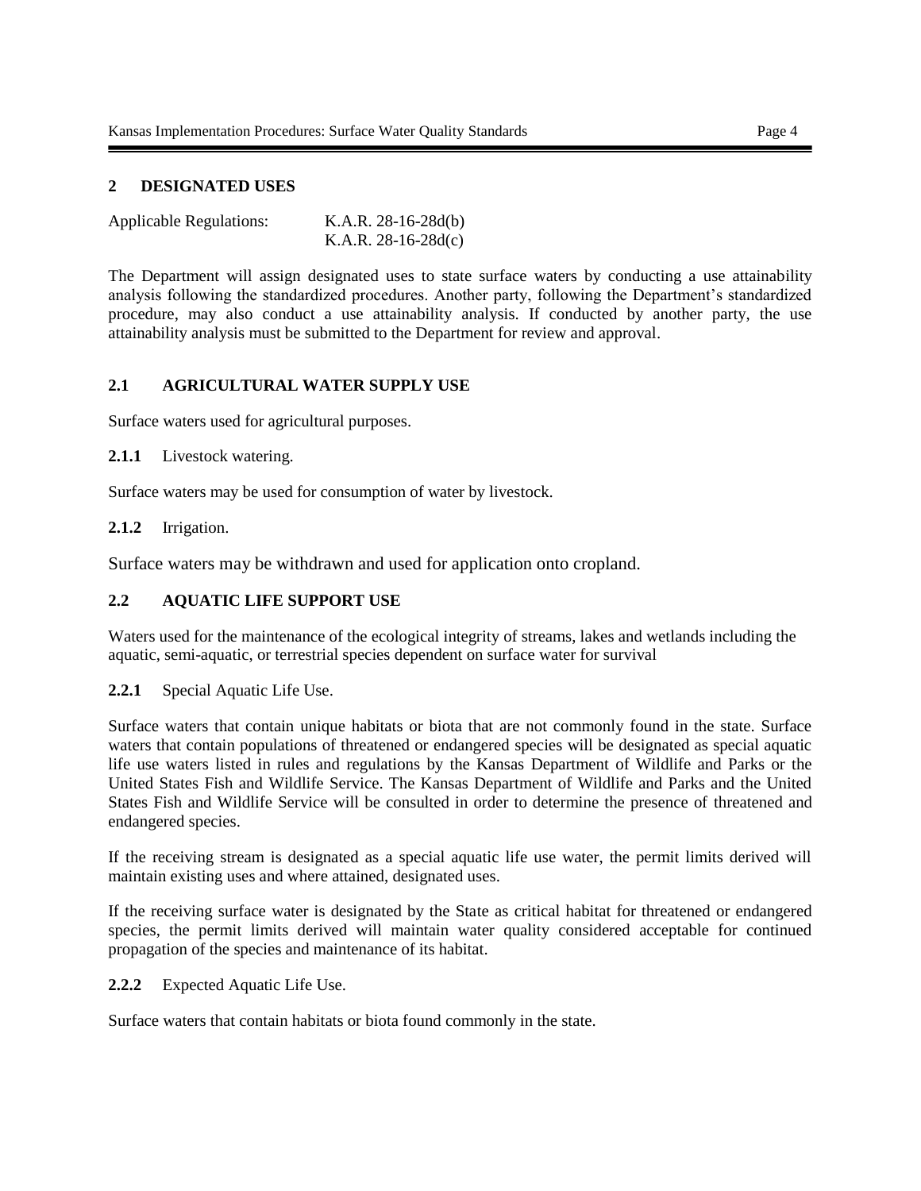## 2 DESIGNATED USES

Applicable Regulations: K.A.R. 28-16-28d(b)
K.A.R. 28-16-28d(c)

The Department will assign designated uses to state surface waters by conducting a use attainability analysis following the standardized procedures. Another party, following the Department's standardized procedure, may also conduct a use attainability analysis. If conducted by another party, the use attainability analysis must be submitted to the Department for review and approval.

### 2.1 AGRICULTURAL WATER SUPPLY USE

Surface waters used for agricultural purposes.

**2.1.1** Livestock watering.

Surface waters may be used for consumption of water by livestock.

**2.1.2** Irrigation.

Surface waters may be withdrawn and used for application onto cropland.

### 2.2 AQUATIC LIFE SUPPORT USE

Waters used for the maintenance of the ecological integrity of streams, lakes and wetlands including the aquatic, semi-aquatic, or terrestrial species dependent on surface water for survival

**2.2.1** Special Aquatic Life Use.

Surface waters that contain unique habitats or biota that are not commonly found in the state. Surface waters that contain populations of threatened or endangered species will be designated as special aquatic life use waters listed in rules and regulations by the Kansas Department of Wildlife and Parks or the United States Fish and Wildlife Service. The Kansas Department of Wildlife and Parks and the United States Fish and Wildlife Service will be consulted in order to determine the presence of threatened and endangered species.

If the receiving stream is designated as a special aquatic life use water, the permit limits derived will maintain existing uses and where attained, designated uses.

If the receiving surface water is designated by the State as critical habitat for threatened or endangered species, the permit limits derived will maintain water quality considered acceptable for continued propagation of the species and maintenance of its habitat.

**2.2.2** Expected Aquatic Life Use.

Surface waters that contain habitats or biota found commonly in the state.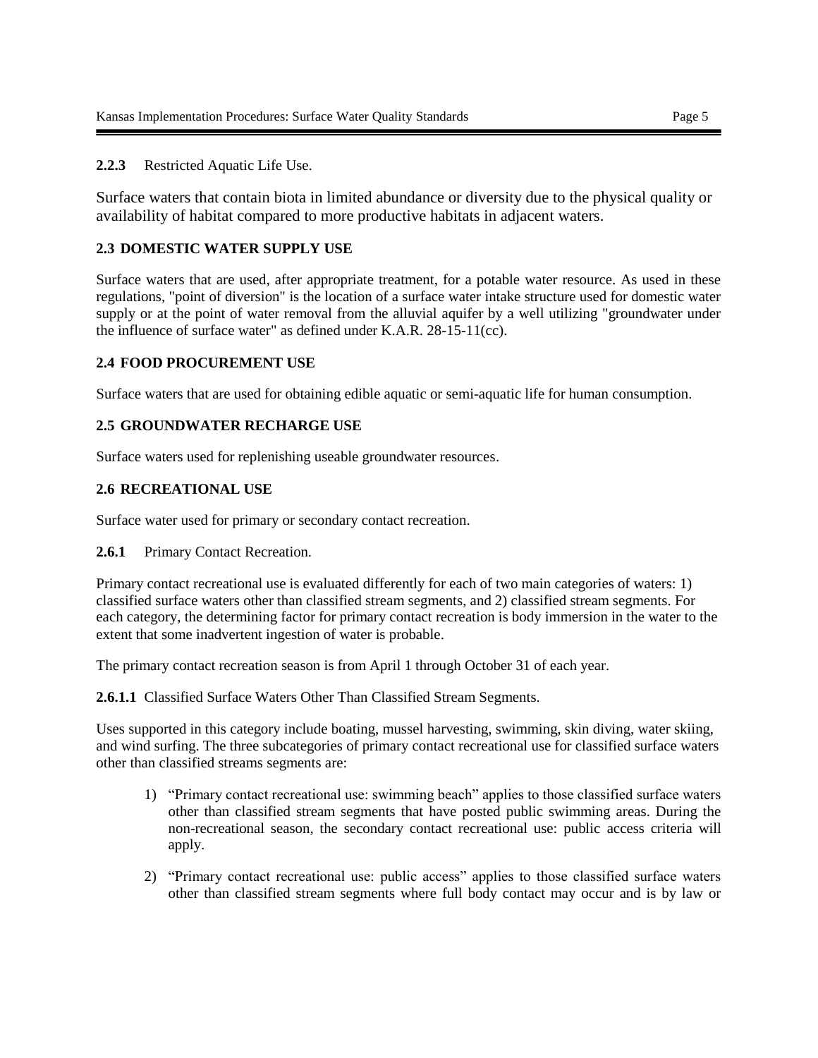**2.2.3** Restricted Aquatic Life Use.

Surface waters that contain biota in limited abundance or diversity due to the physical quality or availability of habitat compared to more productive habitats in adjacent waters.

## 2.3 DOMESTIC WATER SUPPLY USE

Surface waters that are used, after appropriate treatment, for a potable water resource. As used in these regulations, "point of diversion" is the location of a surface water intake structure used for domestic water supply or at the point of water removal from the alluvial aquifer by a well utilizing "groundwater under the influence of surface water" as defined under K.A.R. 28-15-11(cc).

## 2.4 FOOD PROCUREMENT USE

Surface waters that are used for obtaining edible aquatic or semi-aquatic life for human consumption.

## 2.5 GROUNDWATER RECHARGE USE

Surface waters used for replenishing useable groundwater resources.

## 2.6 RECREATIONAL USE

Surface water used for primary or secondary contact recreation.

**2.6.1** Primary Contact Recreation.

Primary contact recreational use is evaluated differently for each of two main categories of waters: 1) classified surface waters other than classified stream segments, and 2) classified stream segments. For each category, the determining factor for primary contact recreation is body immersion in the water to the extent that some inadvertent ingestion of water is probable.

The primary contact recreation season is from April 1 through October 31 of each year.

**2.6.1.1** Classified Surface Waters Other Than Classified Stream Segments.

Uses supported in this category include boating, mussel harvesting, swimming, skin diving, water skiing, and wind surfing. The three subcategories of primary contact recreational use for classified surface waters other than classified streams segments are:

1) "Primary contact recreational use: swimming beach" applies to those classified surface waters other than classified stream segments that have posted public swimming areas. During the non-recreational season, the secondary contact recreational use: public access criteria will apply.

2) "Primary contact recreational use: public access" applies to those classified surface waters other than classified stream segments where full body contact may occur and is by law or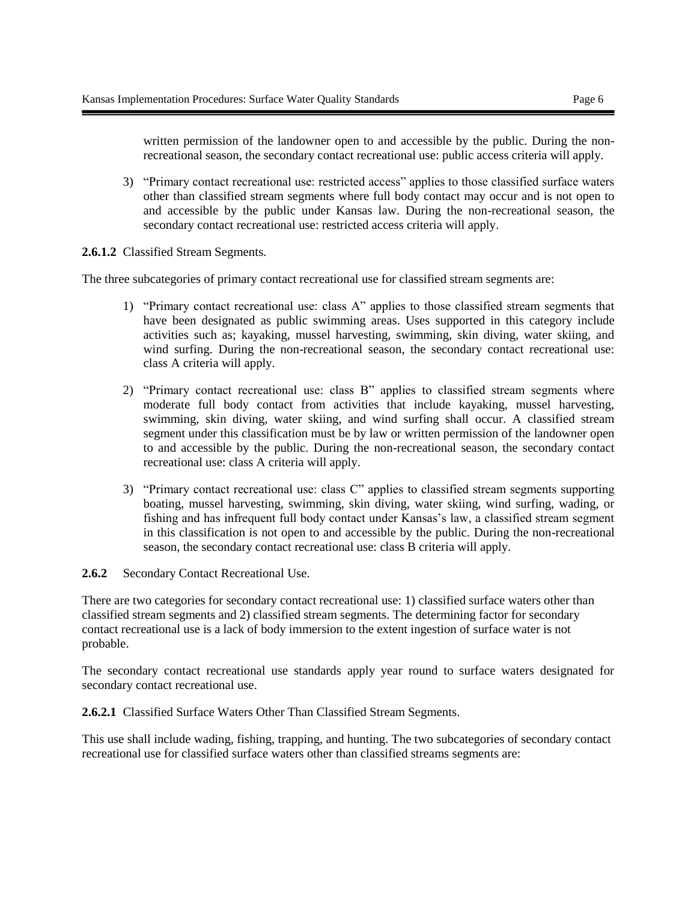written permission of the landowner open to and accessible by the public. During the non-recreational season, the secondary contact recreational use: public access criteria will apply.

3) “Primary contact recreational use: restricted access” applies to those classified surface waters other than classified stream segments where full body contact may occur and is not open to and accessible by the public under Kansas law. During the non-recreational season, the secondary contact recreational use: restricted access criteria will apply.

**2.6.1.2** Classified Stream Segments.

The three subcategories of primary contact recreational use for classified stream segments are:

1) “Primary contact recreational use: class A” applies to those classified stream segments that have been designated as public swimming areas. Uses supported in this category include activities such as; kayaking, mussel harvesting, swimming, skin diving, water skiing, and wind surfing. During the non-recreational season, the secondary contact recreational use: class A criteria will apply.

2) “Primary contact recreational use: class B” applies to classified stream segments where moderate full body contact from activities that include kayaking, mussel harvesting, swimming, skin diving, water skiing, and wind surfing shall occur. A classified stream segment under this classification must be by law or written permission of the landowner open to and accessible by the public. During the non-recreational season, the secondary contact recreational use: class A criteria will apply.

3) “Primary contact recreational use: class C” applies to classified stream segments supporting boating, mussel harvesting, swimming, skin diving, water skiing, wind surfing, wading, or fishing and has infrequent full body contact under Kansas’s law, a classified stream segment in this classification is not open to and accessible by the public. During the non-recreational season, the secondary contact recreational use: class B criteria will apply.

**2.6.2** Secondary Contact Recreational Use.

There are two categories for secondary contact recreational use: 1) classified surface waters other than classified stream segments and 2) classified stream segments. The determining factor for secondary contact recreational use is a lack of body immersion to the extent ingestion of surface water is not probable.

The secondary contact recreational use standards apply year round to surface waters designated for secondary contact recreational use.

**2.6.2.1** Classified Surface Waters Other Than Classified Stream Segments.

This use shall include wading, fishing, trapping, and hunting. The two subcategories of secondary contact recreational use for classified surface waters other than classified streams segments are: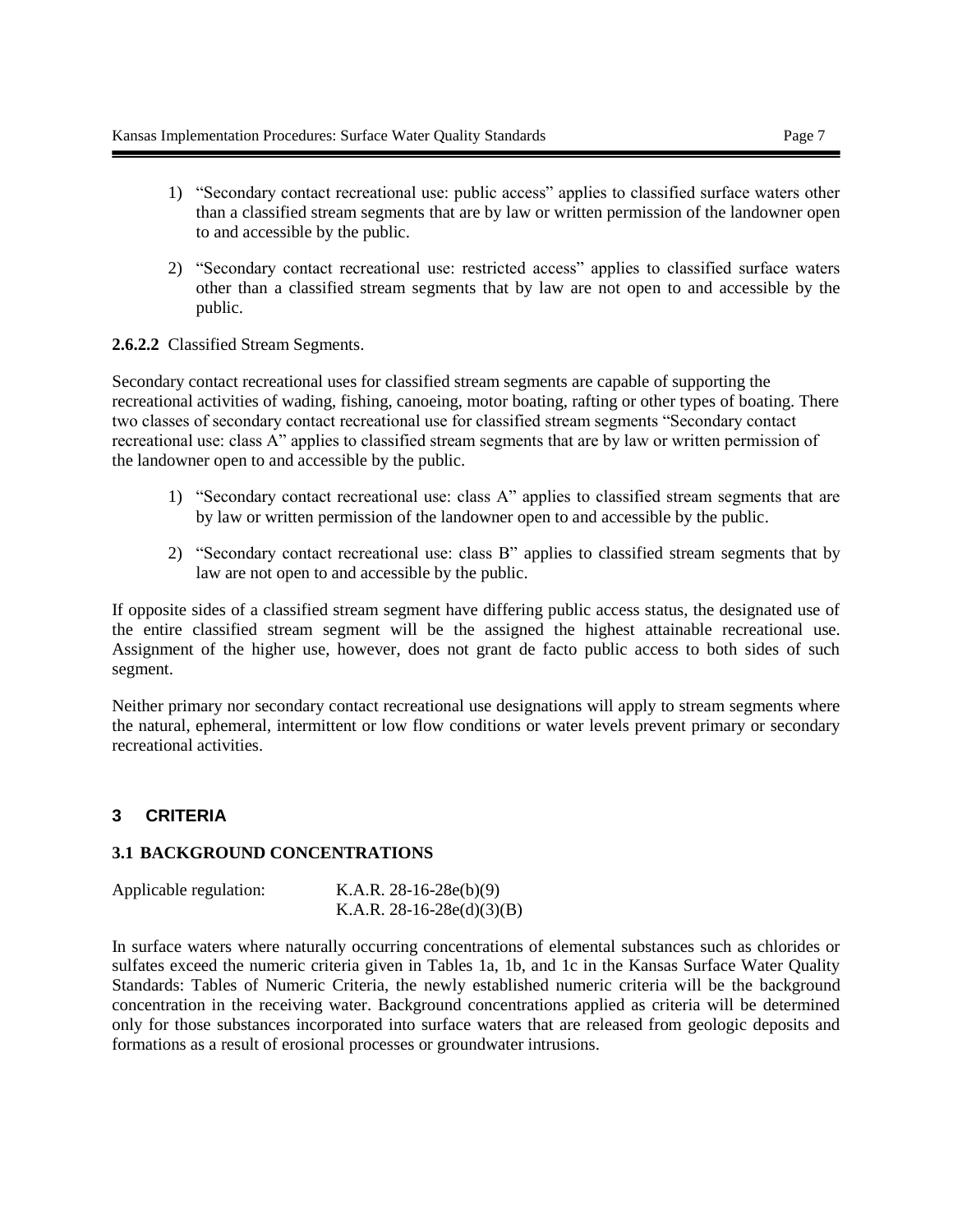1) "Secondary contact recreational use: public access" applies to classified surface waters other than a classified stream segments that are by law or written permission of the landowner open to and accessible by the public.

2) "Secondary contact recreational use: restricted access" applies to classified surface waters other than a classified stream segments that by law are not open to and accessible by the public.

**2.6.2.2** Classified Stream Segments.

Secondary contact recreational uses for classified stream segments are capable of supporting the recreational activities of wading, fishing, canoeing, motor boating, rafting or other types of boating. There two classes of secondary contact recreational use for classified stream segments "Secondary contact recreational use: class A" applies to classified stream segments that are by law or written permission of the landowner open to and accessible by the public.

1) "Secondary contact recreational use: class A" applies to classified stream segments that are by law or written permission of the landowner open to and accessible by the public.

2) "Secondary contact recreational use: class B" applies to classified stream segments that by law are not open to and accessible by the public.

If opposite sides of a classified stream segment have differing public access status, the designated use of the entire classified stream segment will be the assigned the highest attainable recreational use. Assignment of the higher use, however, does not grant de facto public access to both sides of such segment.

Neither primary nor secondary contact recreational use designations will apply to stream segments where the natural, ephemeral, intermittent or low flow conditions or water levels prevent primary or secondary recreational activities.

# 3 CRITERIA

## 3.1 BACKGROUND CONCENTRATIONS

Applicable regulation: K.A.R. 28-16-28e(b)(9)
K.A.R. 28-16-28e(d)(3)(B)

In surface waters where naturally occurring concentrations of elemental substances such as chlorides or sulfates exceed the numeric criteria given in Tables 1a, 1b, and 1c in the Kansas Surface Water Quality Standards: Tables of Numeric Criteria, the newly established numeric criteria will be the background concentration in the receiving water. Background concentrations applied as criteria will be determined only for those substances incorporated into surface waters that are released from geologic deposits and formations as a result of erosional processes or groundwater intrusions.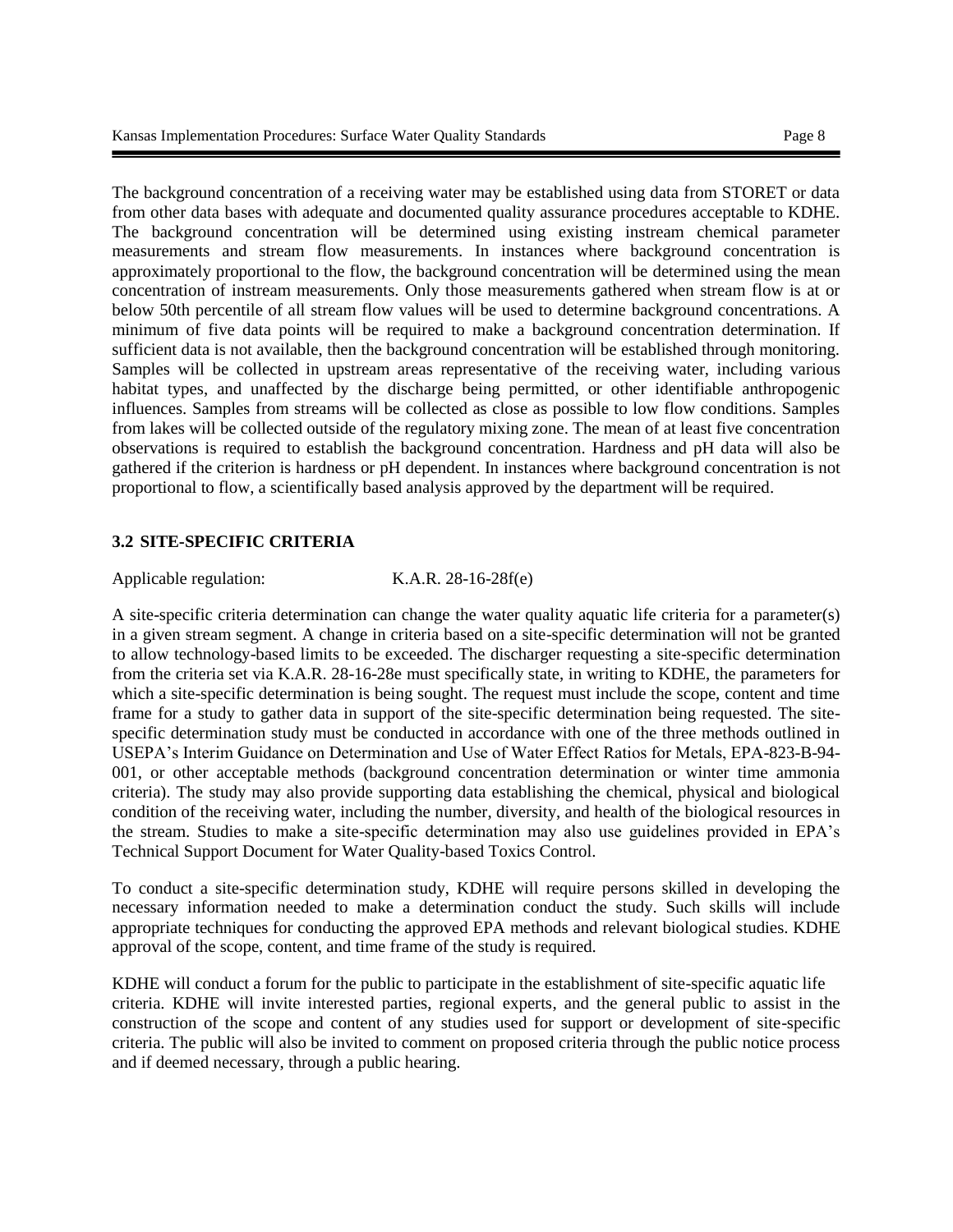The background concentration of a receiving water may be established using data from STORET or data from other data bases with adequate and documented quality assurance procedures acceptable to KDHE. The background concentration will be determined using existing instream chemical parameter measurements and stream flow measurements. In instances where background concentration is approximately proportional to the flow, the background concentration will be determined using the mean concentration of instream measurements. Only those measurements gathered when stream flow is at or below 50th percentile of all stream flow values will be used to determine background concentrations. A minimum of five data points will be required to make a background concentration determination. If sufficient data is not available, then the background concentration will be established through monitoring. Samples will be collected in upstream areas representative of the receiving water, including various habitat types, and unaffected by the discharge being permitted, or other identifiable anthropogenic influences. Samples from streams will be collected as close as possible to low flow conditions. Samples from lakes will be collected outside of the regulatory mixing zone. The mean of at least five concentration observations is required to establish the background concentration. Hardness and pH data will also be gathered if the criterion is hardness or pH dependent. In instances where background concentration is not proportional to flow, a scientifically based analysis approved by the department will be required.

### 3.2 SITE-SPECIFIC CRITERIA

Applicable regulation: K.A.R. 28-16-28f(e)

A site-specific criteria determination can change the water quality aquatic life criteria for a parameter(s) in a given stream segment. A change in criteria based on a site-specific determination will not be granted to allow technology-based limits to be exceeded. The discharger requesting a site-specific determination from the criteria set via K.A.R. 28-16-28e must specifically state, in writing to KDHE, the parameters for which a site-specific determination is being sought. The request must include the scope, content and time frame for a study to gather data in support of the site-specific determination being requested. The site-specific determination study must be conducted in accordance with one of the three methods outlined in USEPA's Interim Guidance on Determination and Use of Water Effect Ratios for Metals, EPA-823-B-94-001, or other acceptable methods (background concentration determination or winter time ammonia criteria). The study may also provide supporting data establishing the chemical, physical and biological condition of the receiving water, including the number, diversity, and health of the biological resources in the stream. Studies to make a site-specific determination may also use guidelines provided in EPA's Technical Support Document for Water Quality-based Toxics Control.

To conduct a site-specific determination study, KDHE will require persons skilled in developing the necessary information needed to make a determination conduct the study. Such skills will include appropriate techniques for conducting the approved EPA methods and relevant biological studies. KDHE approval of the scope, content, and time frame of the study is required.

KDHE will conduct a forum for the public to participate in the establishment of site-specific aquatic life criteria. KDHE will invite interested parties, regional experts, and the general public to assist in the construction of the scope and content of any studies used for support or development of site-specific criteria. The public will also be invited to comment on proposed criteria through the public notice process and if deemed necessary, through a public hearing.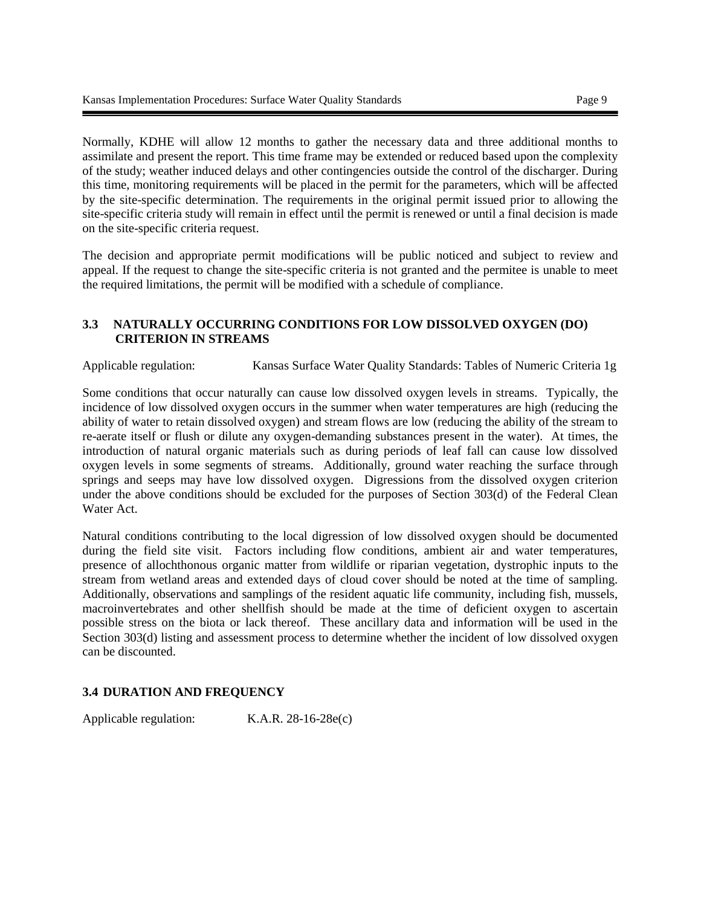Normally, KDHE will allow 12 months to gather the necessary data and three additional months to assimilate and present the report. This time frame may be extended or reduced based upon the complexity of the study; weather induced delays and other contingencies outside the control of the discharger. During this time, monitoring requirements will be placed in the permit for the parameters, which will be affected by the site-specific determination. The requirements in the original permit issued prior to allowing the site-specific criteria study will remain in effect until the permit is renewed or until a final decision is made on the site-specific criteria request.

The decision and appropriate permit modifications will be public noticed and subject to review and appeal. If the request to change the site-specific criteria is not granted and the permitee is unable to meet the required limitations, the permit will be modified with a schedule of compliance.

### 3.3 NATURALLY OCCURRING CONDITIONS FOR LOW DISSOLVED OXYGEN (DO) CRITERION IN STREAMS

Applicable regulation: Kansas Surface Water Quality Standards: Tables of Numeric Criteria 1g

Some conditions that occur naturally can cause low dissolved oxygen levels in streams. Typically, the incidence of low dissolved oxygen occurs in the summer when water temperatures are high (reducing the ability of water to retain dissolved oxygen) and stream flows are low (reducing the ability of the stream to re-aerate itself or flush or dilute any oxygen-demanding substances present in the water). At times, the introduction of natural organic materials such as during periods of leaf fall can cause low dissolved oxygen levels in some segments of streams. Additionally, ground water reaching the surface through springs and seeps may have low dissolved oxygen. Digressions from the dissolved oxygen criterion under the above conditions should be excluded for the purposes of Section 303(d) of the Federal Clean Water Act.

Natural conditions contributing to the local digression of low dissolved oxygen should be documented during the field site visit. Factors including flow conditions, ambient air and water temperatures, presence of allochthonous organic matter from wildlife or riparian vegetation, dystrophic inputs to the stream from wetland areas and extended days of cloud cover should be noted at the time of sampling. Additionally, observations and samplings of the resident aquatic life community, including fish, mussels, macroinvertebrates and other shellfish should be made at the time of deficient oxygen to ascertain possible stress on the biota or lack thereof. These ancillary data and information will be used in the Section 303(d) listing and assessment process to determine whether the incident of low dissolved oxygen can be discounted.

### 3.4 DURATION AND FREQUENCY

Applicable regulation: K.A.R. 28-16-28e(c)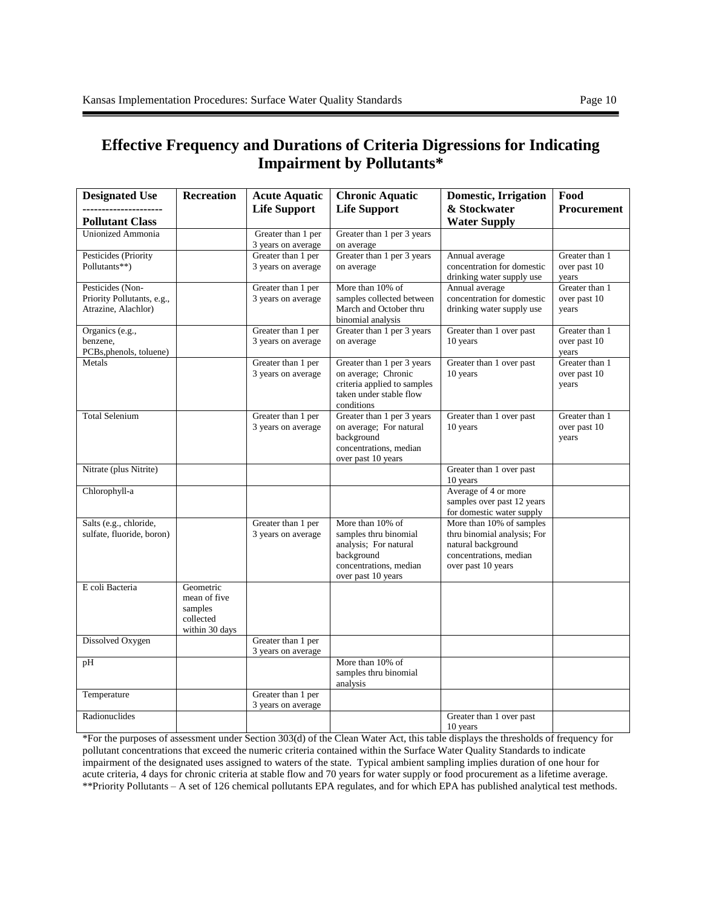# Effective Frequency and Durations of Criteria Digressions for Indicating Impairment by Pollutants*

| Designated Use<br>--------------------<br>Pollutant Class | Recreation | Acute Aquatic Life Support | Chronic Aquatic Life Support | Domestic, Irrigation & Stockwater Water Supply | Food Procurement |
|---|---|---|---|---|---|
| Unionized Ammonia | | Greater than 1 per 3 years on average | Greater than 1 per 3 years on average | | |
| Pesticides (Priority Pollutants**) | | Greater than 1 per 3 years on average | Greater than 1 per 3 years on average | Annual average concentration for domestic drinking water supply use | Greater than 1 over past 10 years |
| Pesticides (Non-Priority Pollutants, e.g., Atrazine, Alachlor) | | Greater than 1 per 3 years on average | More than 10% of samples collected between March and October thru binomial analysis | Annual average concentration for domestic drinking water supply use | Greater than 1 over past 10 years |
| Organics (e.g., benzene, PCBs,phenols, toluene) | | Greater than 1 per 3 years on average | Greater than 1 per 3 years on average | Greater than 1 over past 10 years | Greater than 1 over past 10 years |
| Metals | | Greater than 1 per 3 years on average | Greater than 1 per 3 years on average; Chronic criteria applied to samples taken under stable flow conditions | Greater than 1 over past 10 years | Greater than 1 over past 10 years |
| Total Selenium | | Greater than 1 per 3 years on average | Greater than 1 per 3 years on average; For natural background concentrations, median over past 10 years | Greater than 1 over past 10 years | Greater than 1 over past 10 years |
| Nitrate (plus Nitrite) | | | | Greater than 1 over past 10 years | |
| Chlorophyll-a | | | | Average of 4 or more samples over past 12 years for domestic water supply | |
| Salts (e.g., chloride, sulfate, fluoride, boron) | | Greater than 1 per 3 years on average | More than 10% of samples thru binomial analysis; For natural background concentrations, median over past 10 years | More than 10% of samples thru binomial analysis; For natural background concentrations, median over past 10 years | |
| E coli Bacteria | Geometric mean of five samples collected within 30 days | | | | |
| Dissolved Oxygen | | Greater than 1 per 3 years on average | | | |
| pH | | | More than 10% of samples thru binomial analysis | | |
| Temperature | | Greater than 1 per 3 years on average | | | |
| Radionuclides | | | | Greater than 1 over past 10 years | |

*For the purposes of assessment under Section 303(d) of the Clean Water Act, this table displays the thresholds of frequency for pollutant concentrations that exceed the numeric criteria contained within the Surface Water Quality Standards to indicate impairment of the designated uses assigned to waters of the state. Typical ambient sampling implies duration of one hour for acute criteria, 4 days for chronic criteria at stable flow and 70 years for water supply or food procurement as a lifetime average.
**Priority Pollutants – A set of 126 chemical pollutants EPA regulates, and for which EPA has published analytical test methods.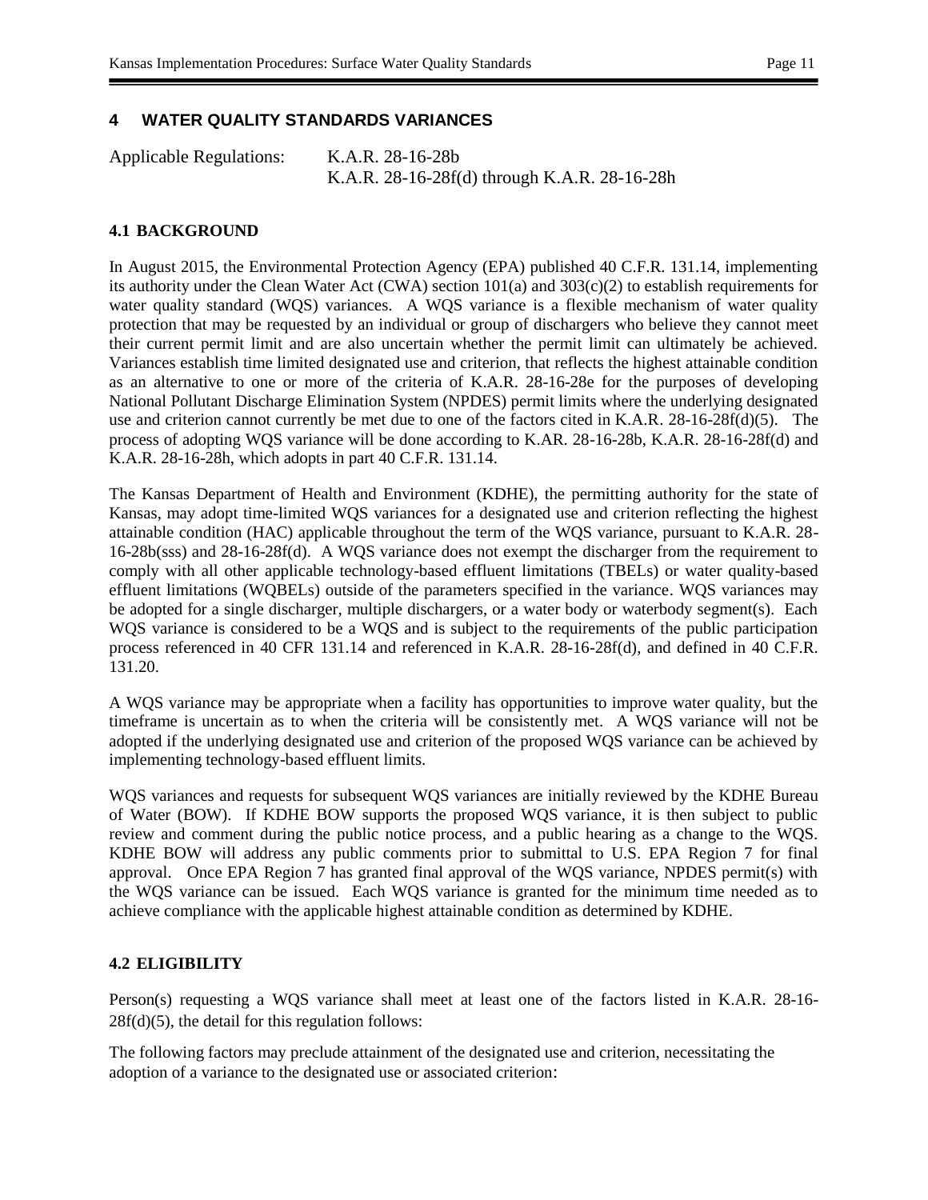# 4 WATER QUALITY STANDARDS VARIANCES

Applicable Regulations: K.A.R. 28-16-28b
K.A.R. 28-16-28f(d) through K.A.R. 28-16-28h

## 4.1 BACKGROUND

In August 2015, the Environmental Protection Agency (EPA) published 40 C.F.R. 131.14, implementing its authority under the Clean Water Act (CWA) section 101(a) and 303(c)(2) to establish requirements for water quality standard (WQS) variances. A WQS variance is a flexible mechanism of water quality protection that may be requested by an individual or group of dischargers who believe they cannot meet their current permit limit and are also uncertain whether the permit limit can ultimately be achieved. Variances establish time limited designated use and criterion, that reflects the highest attainable condition as an alternative to one or more of the criteria of K.A.R. 28-16-28e for the purposes of developing National Pollutant Discharge Elimination System (NPDES) permit limits where the underlying designated use and criterion cannot currently be met due to one of the factors cited in K.A.R. 28-16-28f(d)(5). The process of adopting WQS variance will be done according to K.AR. 28-16-28b, K.A.R. 28-16-28f(d) and K.A.R. 28-16-28h, which adopts in part 40 C.F.R. 131.14.

The Kansas Department of Health and Environment (KDHE), the permitting authority for the state of Kansas, may adopt time-limited WQS variances for a designated use and criterion reflecting the highest attainable condition (HAC) applicable throughout the term of the WQS variance, pursuant to K.A.R. 28-16-28b(sss) and 28-16-28f(d). A WQS variance does not exempt the discharger from the requirement to comply with all other applicable technology-based effluent limitations (TBELs) or water quality-based effluent limitations (WQBELs) outside of the parameters specified in the variance. WQS variances may be adopted for a single discharger, multiple dischargers, or a water body or waterbody segment(s). Each WQS variance is considered to be a WQS and is subject to the requirements of the public participation process referenced in 40 CFR 131.14 and referenced in K.A.R. 28-16-28f(d), and defined in 40 C.F.R. 131.20.

A WQS variance may be appropriate when a facility has opportunities to improve water quality, but the timeframe is uncertain as to when the criteria will be consistently met. A WQS variance will not be adopted if the underlying designated use and criterion of the proposed WQS variance can be achieved by implementing technology-based effluent limits.

WQS variances and requests for subsequent WQS variances are initially reviewed by the KDHE Bureau of Water (BOW). If KDHE BOW supports the proposed WQS variance, it is then subject to public review and comment during the public notice process, and a public hearing as a change to the WQS. KDHE BOW will address any public comments prior to submittal to U.S. EPA Region 7 for final approval. Once EPA Region 7 has granted final approval of the WQS variance, NPDES permit(s) with the WQS variance can be issued. Each WQS variance is granted for the minimum time needed as to achieve compliance with the applicable highest attainable condition as determined by KDHE.

## 4.2 ELIGIBILITY

Person(s) requesting a WQS variance shall meet at least one of the factors listed in K.A.R. 28-16-28f(d)(5), the detail for this regulation follows:

The following factors may preclude attainment of the designated use and criterion, necessitating the adoption of a variance to the designated use or associated criterion: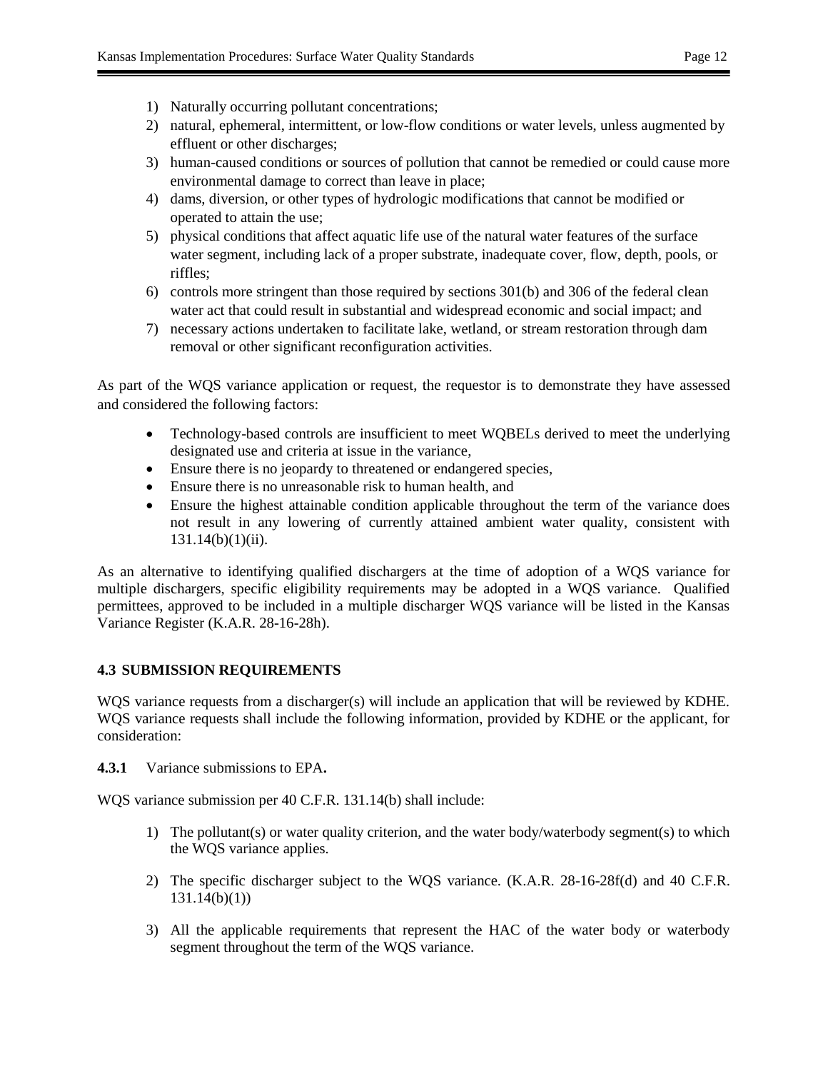1) Naturally occurring pollutant concentrations;
2) natural, ephemeral, intermittent, or low-flow conditions or water levels, unless augmented by effluent or other discharges;
3) human-caused conditions or sources of pollution that cannot be remedied or could cause more environmental damage to correct than leave in place;
4) dams, diversion, or other types of hydrologic modifications that cannot be modified or operated to attain the use;
5) physical conditions that affect aquatic life use of the natural water features of the surface water segment, including lack of a proper substrate, inadequate cover, flow, depth, pools, or riffles;
6) controls more stringent than those required by sections 301(b) and 306 of the federal clean water act that could result in substantial and widespread economic and social impact; and
7) necessary actions undertaken to facilitate lake, wetland, or stream restoration through dam removal or other significant reconfiguration activities.

As part of the WQS variance application or request, the requestor is to demonstrate they have assessed and considered the following factors:

- Technology-based controls are insufficient to meet WQBELs derived to meet the underlying designated use and criteria at issue in the variance,
- Ensure there is no jeopardy to threatened or endangered species,
- Ensure there is no unreasonable risk to human health, and
- Ensure the highest attainable condition applicable throughout the term of the variance does not result in any lowering of currently attained ambient water quality, consistent with 131.14(b)(1)(ii).

As an alternative to identifying qualified dischargers at the time of adoption of a WQS variance for multiple dischargers, specific eligibility requirements may be adopted in a WQS variance. Qualified permittees, approved to be included in a multiple discharger WQS variance will be listed in the Kansas Variance Register (K.A.R. 28-16-28h).

## 4.3 SUBMISSION REQUIREMENTS

WQS variance requests from a discharger(s) will include an application that will be reviewed by KDHE. WQS variance requests shall include the following information, provided by KDHE or the applicant, for consideration:

**4.3.1** Variance submissions to EPA**.**

WQS variance submission per 40 C.F.R. 131.14(b) shall include:

1) The pollutant(s) or water quality criterion, and the water body/waterbody segment(s) to which the WQS variance applies.

2) The specific discharger subject to the WQS variance. (K.A.R. 28-16-28f(d) and 40 C.F.R. 131.14(b)(1))

3) All the applicable requirements that represent the HAC of the water body or waterbody segment throughout the term of the WQS variance.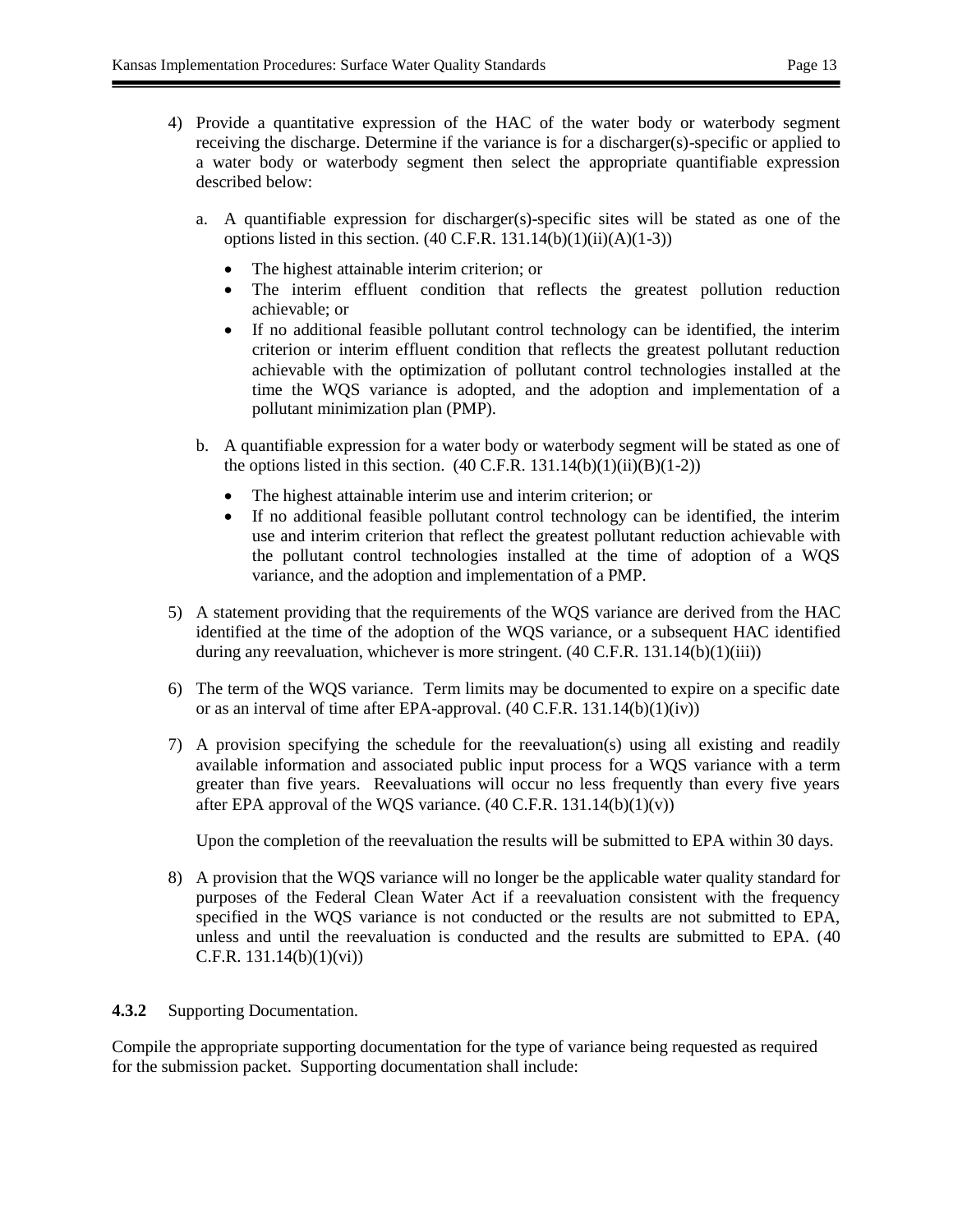4) Provide a quantitative expression of the HAC of the water body or waterbody segment receiving the discharge. Determine if the variance is for a discharger(s)-specific or applied to a water body or waterbody segment then select the appropriate quantifiable expression described below:

   a. A quantifiable expression for discharger(s)-specific sites will be stated as one of the options listed in this section. (40 C.F.R. 131.14(b)(1)(ii)(A)(1-3))

      - The highest attainable interim criterion; or
      - The interim effluent condition that reflects the greatest pollution reduction achievable; or
      - If no additional feasible pollutant control technology can be identified, the interim criterion or interim effluent condition that reflects the greatest pollutant reduction achievable with the optimization of pollutant control technologies installed at the time the WQS variance is adopted, and the adoption and implementation of a pollutant minimization plan (PMP).

   b. A quantifiable expression for a water body or waterbody segment will be stated as one of the options listed in this section. (40 C.F.R. 131.14(b)(1)(ii)(B)(1-2))

      - The highest attainable interim use and interim criterion; or
      - If no additional feasible pollutant control technology can be identified, the interim use and interim criterion that reflect the greatest pollutant reduction achievable with the pollutant control technologies installed at the time of adoption of a WQS variance, and the adoption and implementation of a PMP.

5) A statement providing that the requirements of the WQS variance are derived from the HAC identified at the time of the adoption of the WQS variance, or a subsequent HAC identified during any reevaluation, whichever is more stringent. (40 C.F.R. 131.14(b)(1)(iii))

6) The term of the WQS variance. Term limits may be documented to expire on a specific date or as an interval of time after EPA-approval. (40 C.F.R. 131.14(b)(1)(iv))

7) A provision specifying the schedule for the reevaluation(s) using all existing and readily available information and associated public input process for a WQS variance with a term greater than five years. Reevaluations will occur no less frequently than every five years after EPA approval of the WQS variance. (40 C.F.R. 131.14(b)(1)(v))

   Upon the completion of the reevaluation the results will be submitted to EPA within 30 days.

8) A provision that the WQS variance will no longer be the applicable water quality standard for purposes of the Federal Clean Water Act if a reevaluation consistent with the frequency specified in the WQS variance is not conducted or the results are not submitted to EPA, unless and until the reevaluation is conducted and the results are submitted to EPA. (40 C.F.R. 131.14(b)(1)(vi))

**4.3.2** Supporting Documentation.

Compile the appropriate supporting documentation for the type of variance being requested as required for the submission packet. Supporting documentation shall include: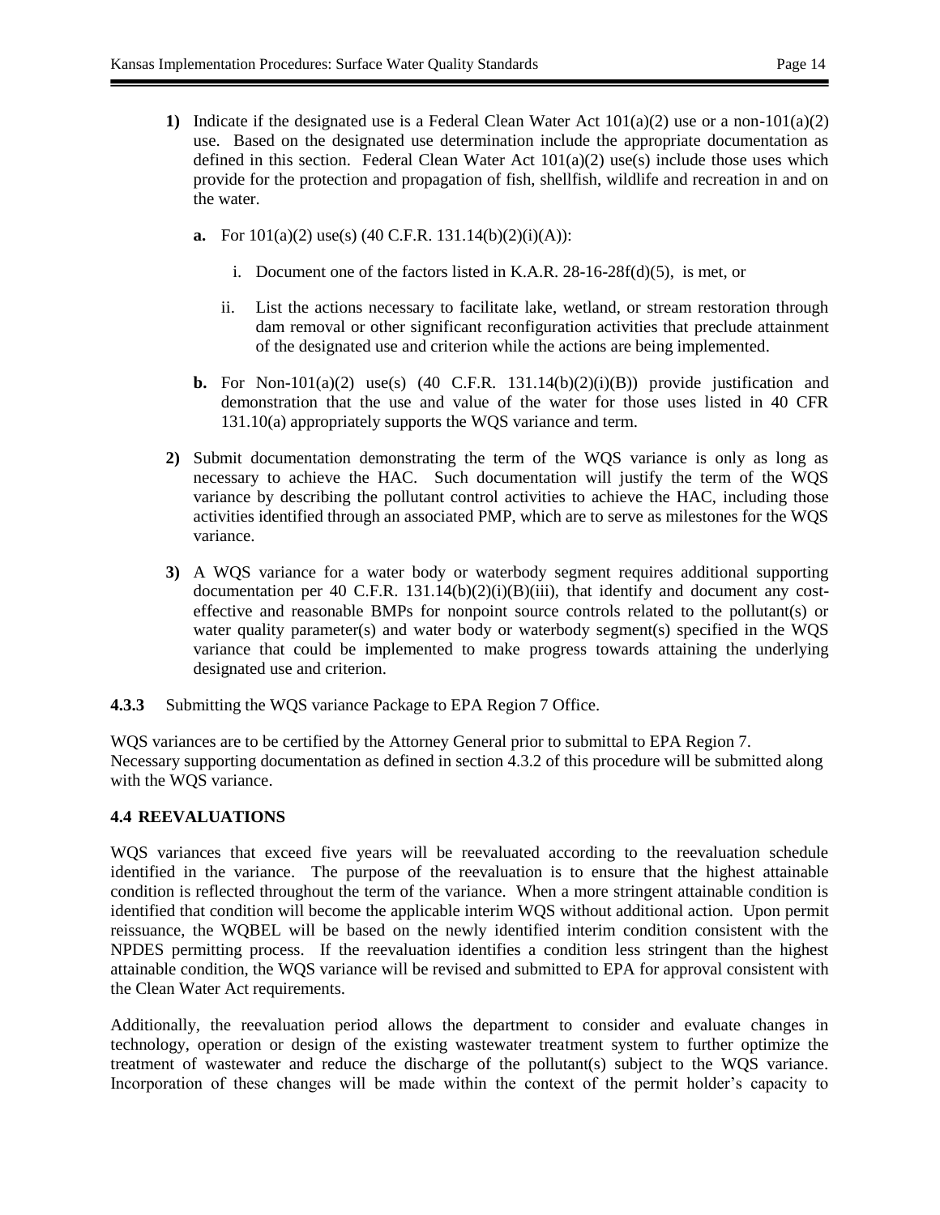1) Indicate if the designated use is a Federal Clean Water Act 101(a)(2) use or a non-101(a)(2) use. Based on the designated use determination include the appropriate documentation as defined in this section. Federal Clean Water Act 101(a)(2) use(s) include those uses which provide for the protection and propagation of fish, shellfish, wildlife and recreation in and on the water.

   a. For 101(a)(2) use(s) (40 C.F.R. 131.14(b)(2)(i)(A)):

      i. Document one of the factors listed in K.A.R. 28-16-28f(d)(5), is met, or

      ii. List the actions necessary to facilitate lake, wetland, or stream restoration through dam removal or other significant reconfiguration activities that preclude attainment of the designated use and criterion while the actions are being implemented.

   b. For Non-101(a)(2) use(s) (40 C.F.R. 131.14(b)(2)(i)(B)) provide justification and demonstration that the use and value of the water for those uses listed in 40 CFR 131.10(a) appropriately supports the WQS variance and term.

2) Submit documentation demonstrating the term of the WQS variance is only as long as necessary to achieve the HAC. Such documentation will justify the term of the WQS variance by describing the pollutant control activities to achieve the HAC, including those activities identified through an associated PMP, which are to serve as milestones for the WQS variance.

3) A WQS variance for a water body or waterbody segment requires additional supporting documentation per 40 C.F.R. 131.14(b)(2)(i)(B)(iii), that identify and document any cost-effective and reasonable BMPs for nonpoint source controls related to the pollutant(s) or water quality parameter(s) and water body or waterbody segment(s) specified in the WQS variance that could be implemented to make progress towards attaining the underlying designated use and criterion.

**4.3.3** Submitting the WQS variance Package to EPA Region 7 Office.

WQS variances are to be certified by the Attorney General prior to submittal to EPA Region 7. Necessary supporting documentation as defined in section 4.3.2 of this procedure will be submitted along with the WQS variance.

## 4.4 REEVALUATIONS

WQS variances that exceed five years will be reevaluated according to the reevaluation schedule identified in the variance. The purpose of the reevaluation is to ensure that the highest attainable condition is reflected throughout the term of the variance. When a more stringent attainable condition is identified that condition will become the applicable interim WQS without additional action. Upon permit reissuance, the WQBEL will be based on the newly identified interim condition consistent with the NPDES permitting process. If the reevaluation identifies a condition less stringent than the highest attainable condition, the WQS variance will be revised and submitted to EPA for approval consistent with the Clean Water Act requirements.

Additionally, the reevaluation period allows the department to consider and evaluate changes in technology, operation or design of the existing wastewater treatment system to further optimize the treatment of wastewater and reduce the discharge of the pollutant(s) subject to the WQS variance. Incorporation of these changes will be made within the context of the permit holder's capacity to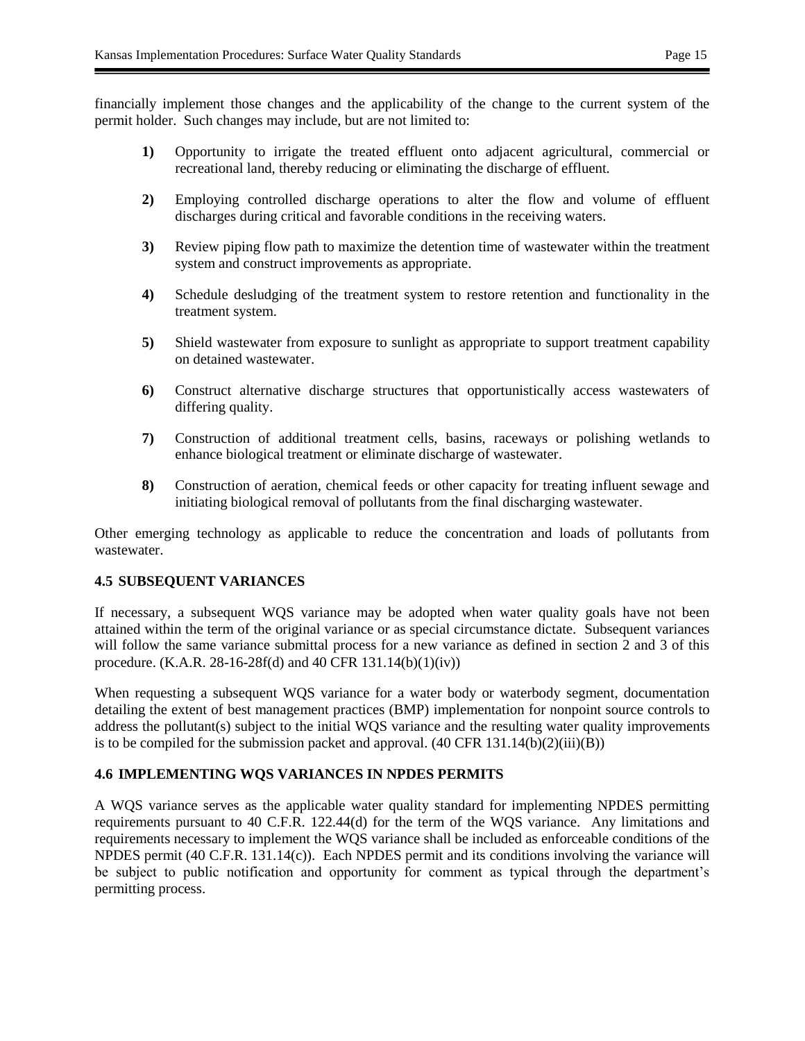financially implement those changes and the applicability of the change to the current system of the permit holder. Such changes may include, but are not limited to:

**1)** Opportunity to irrigate the treated effluent onto adjacent agricultural, commercial or recreational land, thereby reducing or eliminating the discharge of effluent.

**2)** Employing controlled discharge operations to alter the flow and volume of effluent discharges during critical and favorable conditions in the receiving waters.

**3)** Review piping flow path to maximize the detention time of wastewater within the treatment system and construct improvements as appropriate.

**4)** Schedule desludging of the treatment system to restore retention and functionality in the treatment system.

**5)** Shield wastewater from exposure to sunlight as appropriate to support treatment capability on detained wastewater.

**6)** Construct alternative discharge structures that opportunistically access wastewaters of differing quality.

**7)** Construction of additional treatment cells, basins, raceways or polishing wetlands to enhance biological treatment or eliminate discharge of wastewater.

**8)** Construction of aeration, chemical feeds or other capacity for treating influent sewage and initiating biological removal of pollutants from the final discharging wastewater.

Other emerging technology as applicable to reduce the concentration and loads of pollutants from wastewater.

### 4.5 SUBSEQUENT VARIANCES

If necessary, a subsequent WQS variance may be adopted when water quality goals have not been attained within the term of the original variance or as special circumstance dictate. Subsequent variances will follow the same variance submittal process for a new variance as defined in section 2 and 3 of this procedure. (K.A.R. 28-16-28f(d) and 40 CFR 131.14(b)(1)(iv))

When requesting a subsequent WQS variance for a water body or waterbody segment, documentation detailing the extent of best management practices (BMP) implementation for nonpoint source controls to address the pollutant(s) subject to the initial WQS variance and the resulting water quality improvements is to be compiled for the submission packet and approval. (40 CFR 131.14(b)(2)(iii)(B))

### 4.6 IMPLEMENTING WQS VARIANCES IN NPDES PERMITS

A WQS variance serves as the applicable water quality standard for implementing NPDES permitting requirements pursuant to 40 C.F.R. 122.44(d) for the term of the WQS variance. Any limitations and requirements necessary to implement the WQS variance shall be included as enforceable conditions of the NPDES permit (40 C.F.R. 131.14(c)). Each NPDES permit and its conditions involving the variance will be subject to public notification and opportunity for comment as typical through the department's permitting process.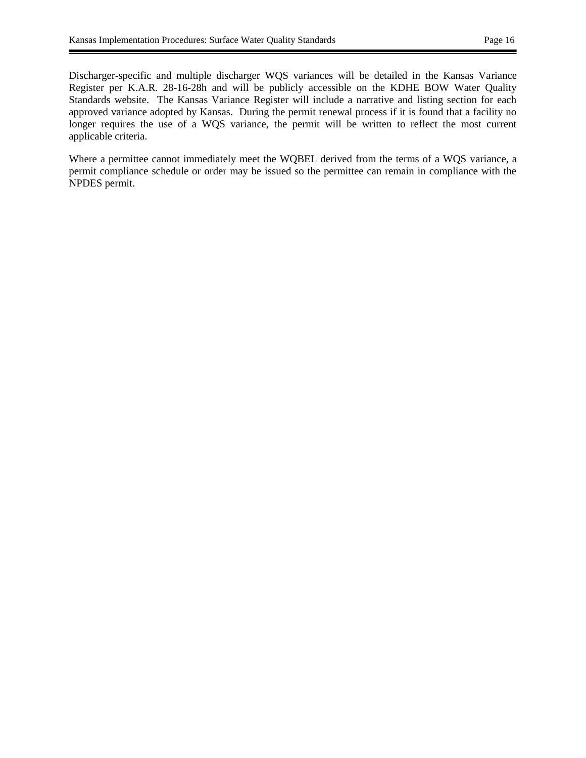Discharger-specific and multiple discharger WQS variances will be detailed in the Kansas Variance Register per K.A.R. 28-16-28h and will be publicly accessible on the KDHE BOW Water Quality Standards website. The Kansas Variance Register will include a narrative and listing section for each approved variance adopted by Kansas. During the permit renewal process if it is found that a facility no longer requires the use of a WQS variance, the permit will be written to reflect the most current applicable criteria.

Where a permittee cannot immediately meet the WQBEL derived from the terms of a WQS variance, a permit compliance schedule or order may be issued so the permittee can remain in compliance with the NPDES permit.